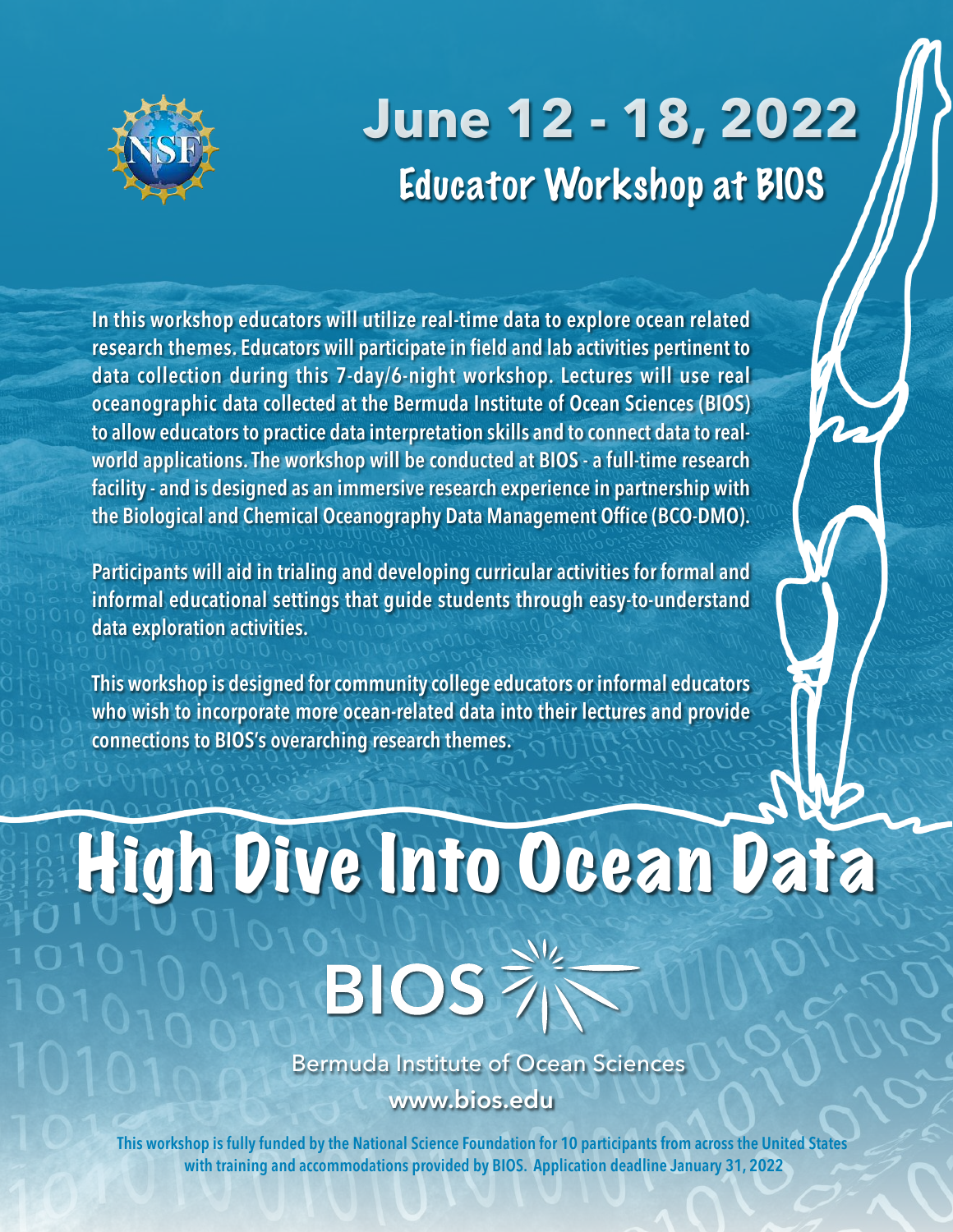# June 12 - 18, 2022

## Educator Workshop at BIOS

In this workshop educators will utilize real-time data to explore ocean related research themes. Educators will participate in field and lab activities pertinent to data collection during this 7-day/6-night workshop. Lectures will use real oceanographic data collected at the Bermuda Institute of Ocean Sciences (BIOS) to allow educators to practice data interpretation skills and to connect data to real-world applications. The workshop will be conducted at BIOS - a full-time research facility - and is designed as an immersive research experience in partnership with the Biological and Chemical Oceanography Data Management Office (BCO-DMO).

Participants will aid in trialing and developing curricular activities for formal and informal educational settings that guide students through easy-to-understand data exploration activities.

This workshop is designed for community college educators or informal educators who wish to incorporate more ocean-related data into their lectures and provide connections to BIOS's overarching research themes.

# High Dive Into Ocean Data

BIOS

Bermuda Institute of Ocean Sciences

www.bios.edu

This workshop is fully funded by the National Science Foundation for 10 participants from across the United States with training and accommodations provided by BIOS. Application deadline January 31, 2022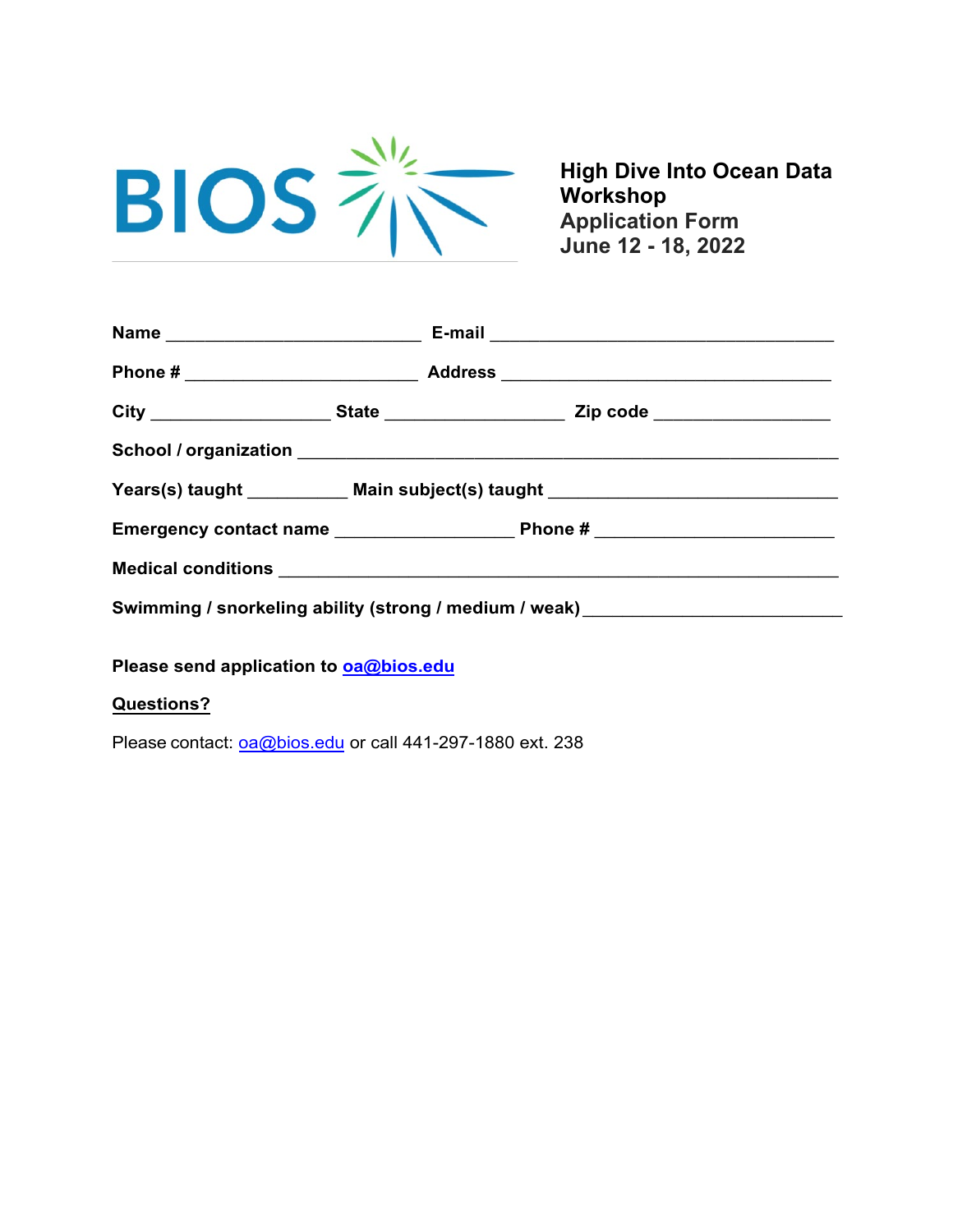BIOS

**High Dive Into Ocean Data Workshop**
**Application Form**
**June 12 - 18, 2022**

**Name** ___________________________ **E-mail** ____________________________________

**Phone #** ________________________ **Address** ___________________________________

**City** ___________________ **State** ___________________ **Zip code** __________________

**School / organization** _________________________________________________________

**Years(s) taught** __________ **Main subject(s) taught** ______________________________

**Emergency contact name** __________________ **Phone #** _________________________

**Medical conditions** ___________________________________________________________

**Swimming / snorkeling ability (strong / medium / weak)** ___________________________

**Please send application to [oa@bios.edu](mailto:oa@bios.edu)**

**Questions?**

Please contact: [oa@bios.edu](mailto:oa@bios.edu) or call 441-297-1880 ext. 238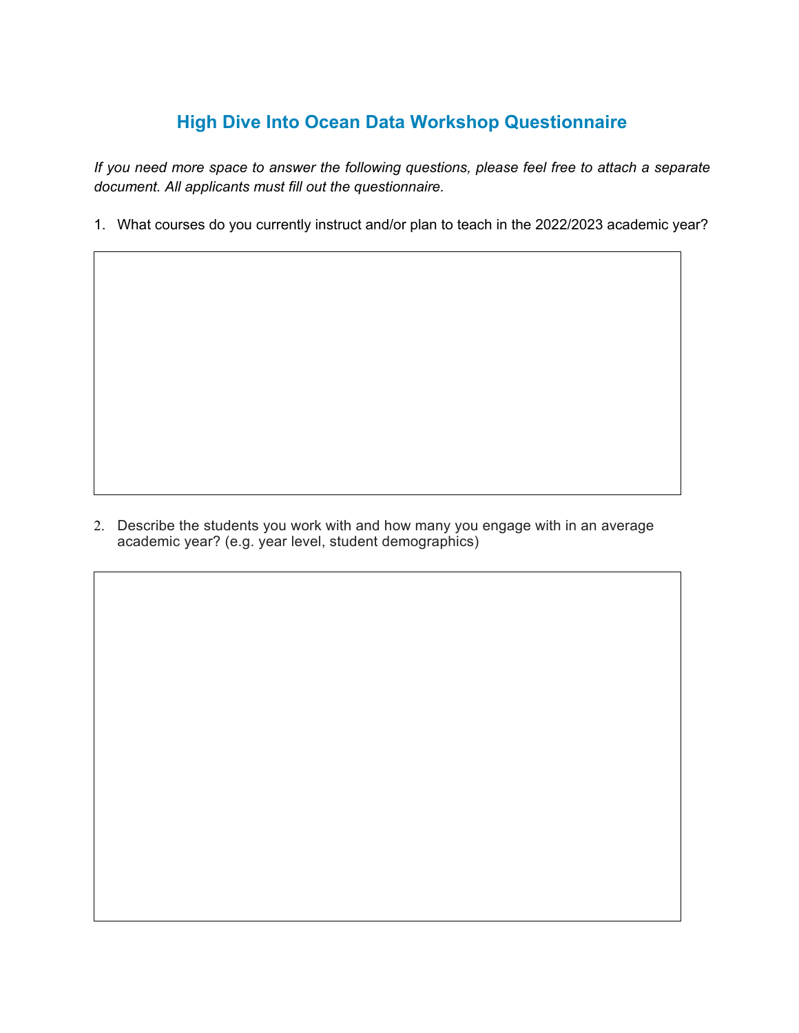## High Dive Into Ocean Data Workshop Questionnaire

*If you need more space to answer the following questions, please feel free to attach a separate document. All applicants must fill out the questionnaire.*

1. What courses do you currently instruct and/or plan to teach in the 2022/2023 academic year?

2. Describe the students you work with and how many you engage with in an average academic year? (e.g. year level, student demographics)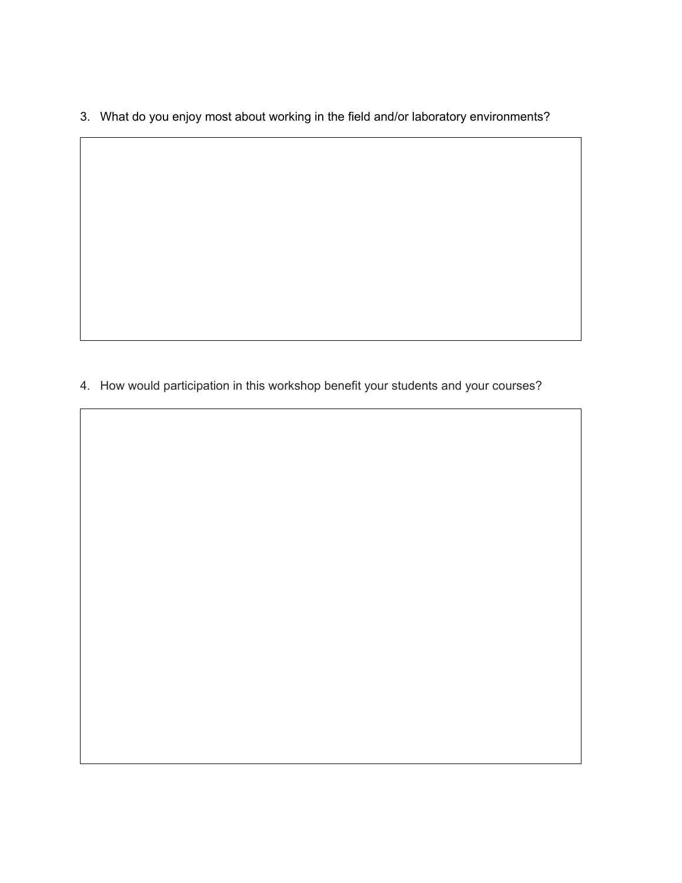3. What do you enjoy most about working in the field and/or laboratory environments?

4. How would participation in this workshop benefit your students and your courses?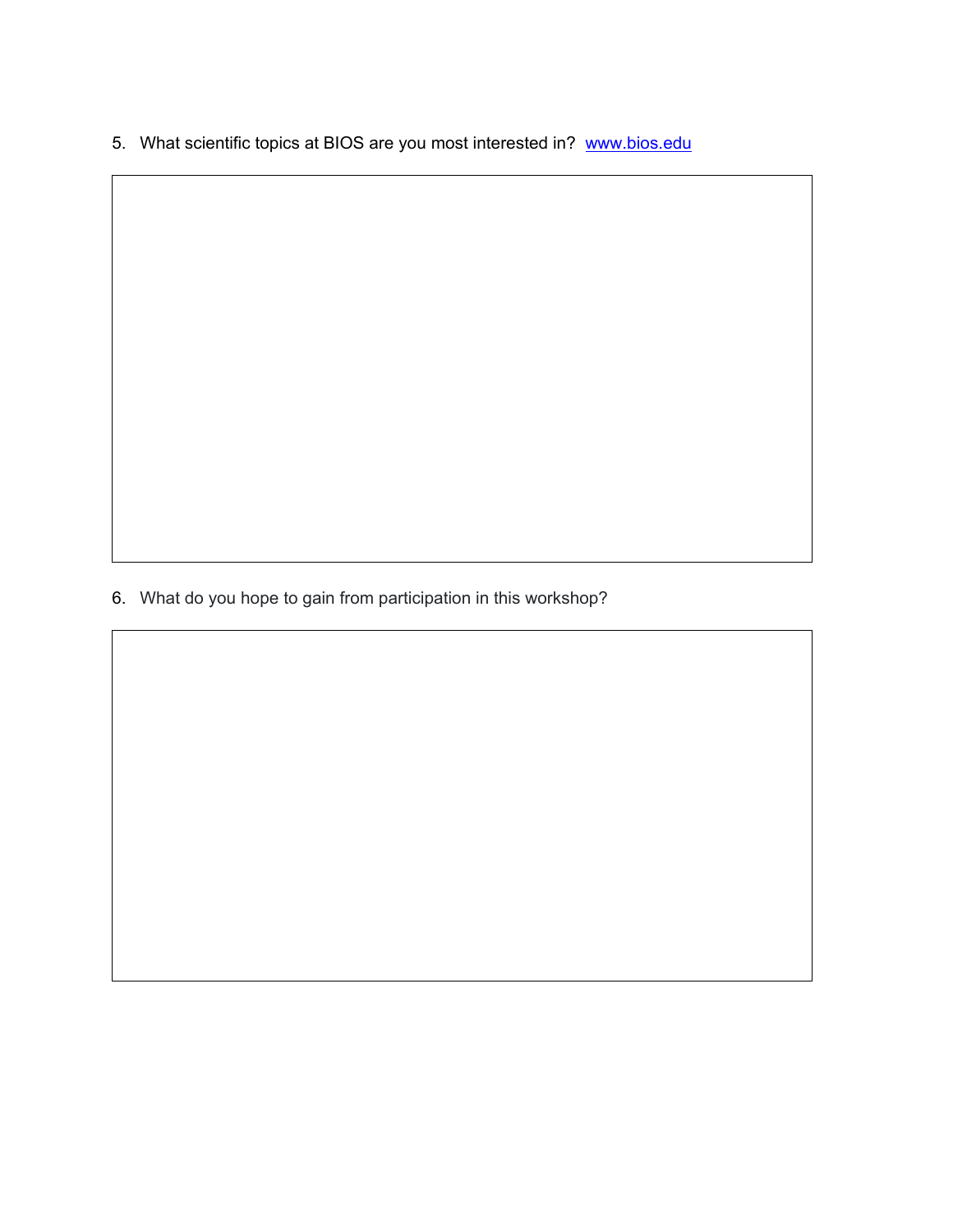5. What scientific topics at BIOS are you most interested in? [www.bios.edu](http://www.bios.edu)

6. What do you hope to gain from participation in this workshop?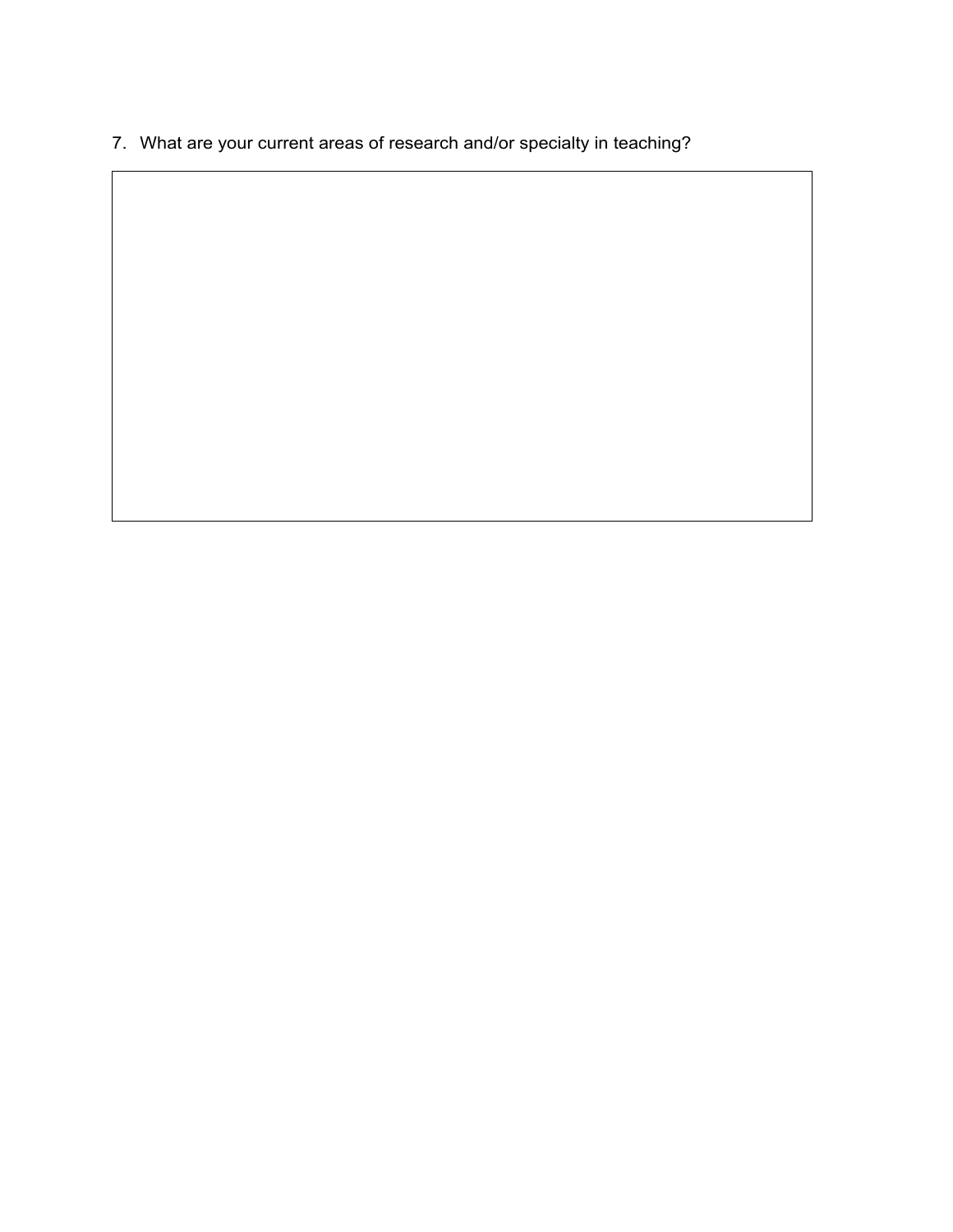7. What are your current areas of research and/or specialty in teaching?